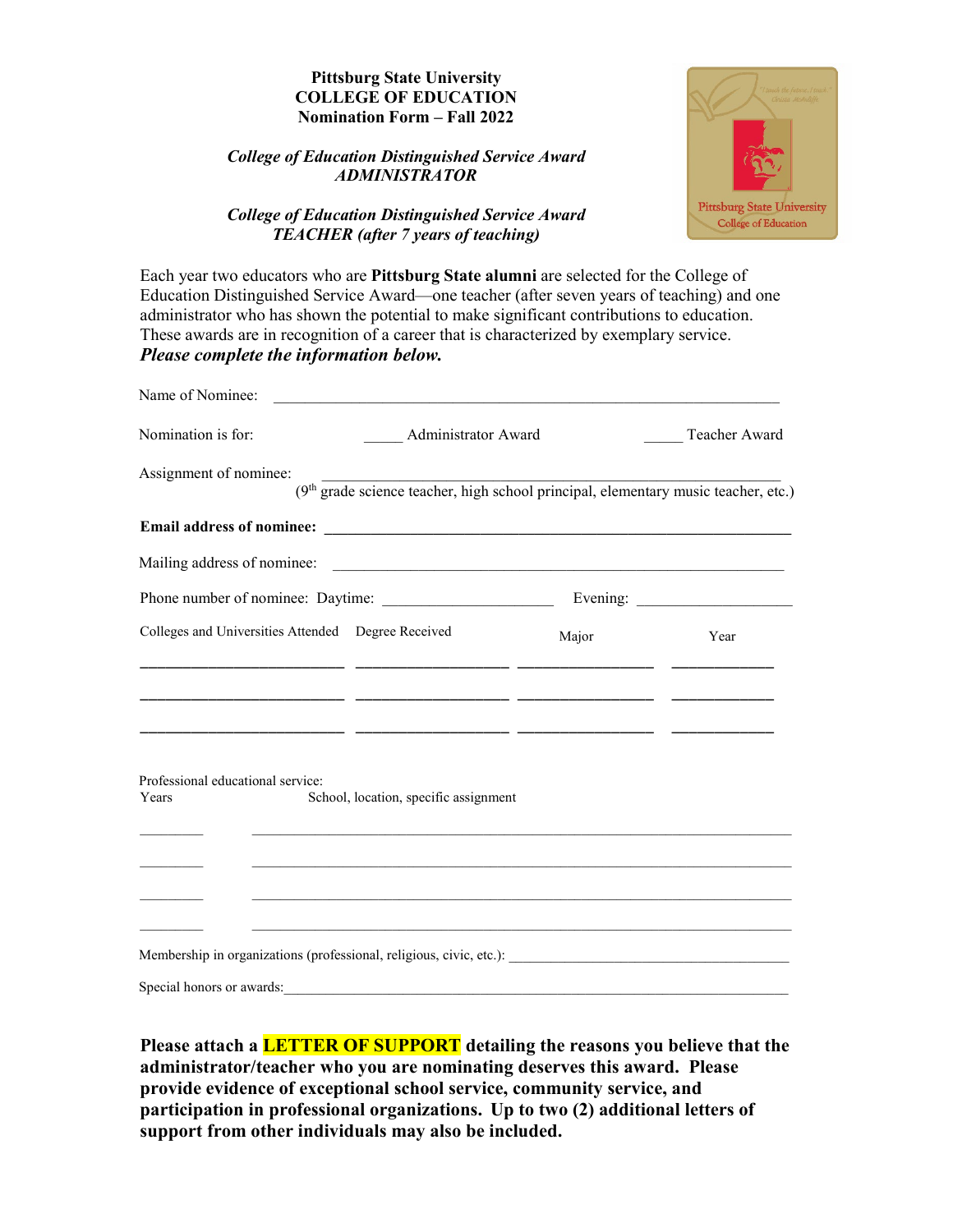**Pittsburg State University**
**COLLEGE OF EDUCATION**
**Nomination Form – Fall 2022**

***College of Education Distinguished Service Award***
***ADMINISTRATOR***

***College of Education Distinguished Service Award***
***TEACHER (after 7 years of teaching)***

Each year two educators who are **Pittsburg State alumni** are selected for the College of Education Distinguished Service Award—one teacher (after seven years of teaching) and one administrator who has shown the potential to make significant contributions to education. These awards are in recognition of a career that is characterized by exemplary service.
***Please complete the information below.***

Name of Nominee: ______________________________________________________________

Nomination is for: _____ Administrator Award _____ Teacher Award

Assignment of nominee: ____________________________________________________
(9th grade science teacher, high school principal, elementary music teacher, etc.)

**Email address of nominee: ______________________________________________________**

Mailing address of nominee: ______________________________________________________

Phone number of nominee: Daytime: ____________________ Evening: __________________

| Colleges and Universities Attended | Degree Received | Major | Year |
|---|---|---|---|
| | | | |
| | | | |
| | | | |

Professional educational service:

| Years | School, location, specific assignment |
|---|---|
| | |
| | |
| | |
| | |

Membership in organizations (professional, religious, civic, etc.): ____________________________________

Special honors or awards:__________________________________________________________________

**Please attach a LETTER OF SUPPORT detailing the reasons you believe that the administrator/teacher who you are nominating deserves this award. Please provide evidence of exceptional school service, community service, and participation in professional organizations. Up to two (2) additional letters of support from other individuals may also be included.**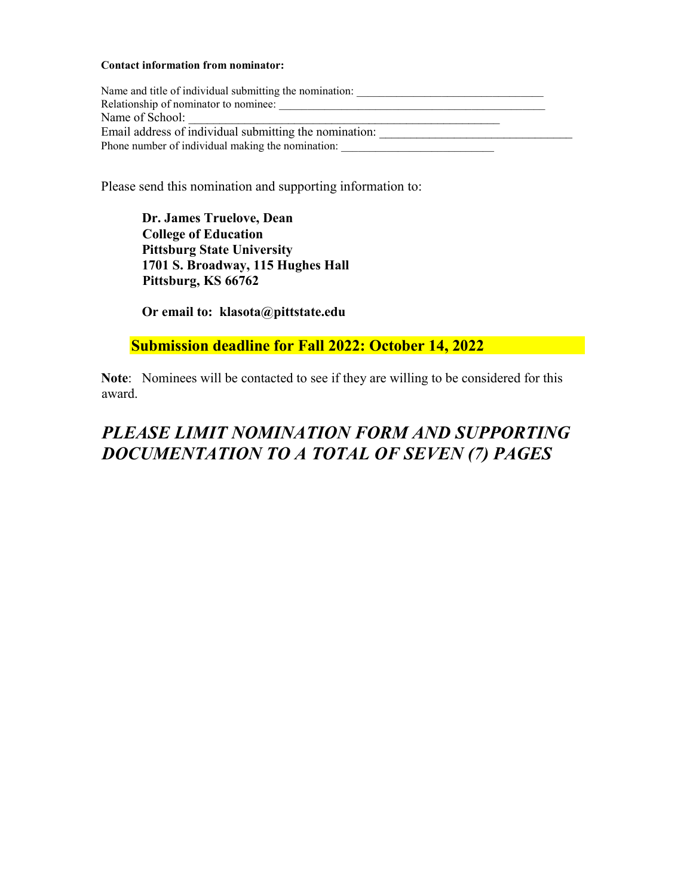**Contact information from nominator:**

Name and title of individual submitting the nomination: ________________________________
Relationship of nominator to nominee: ______________________________________________
Name of School: _____________________________________________________
Email address of individual submitting the nomination: _________________________________
Phone number of individual making the nomination: ___________________________

Please send this nomination and supporting information to:

**Dr. James Truelove, Dean**
**College of Education**
**Pittsburg State University**
**1701 S. Broadway, 115 Hughes Hall**
**Pittsburg, KS 66762**

**Or email to: klasota@pittstate.edu**

**Submission deadline for Fall 2022: October 14, 2022**

**Note**: Nominees will be contacted to see if they are willing to be considered for this award.

***PLEASE LIMIT NOMINATION FORM AND SUPPORTING DOCUMENTATION TO A TOTAL OF SEVEN (7) PAGES***